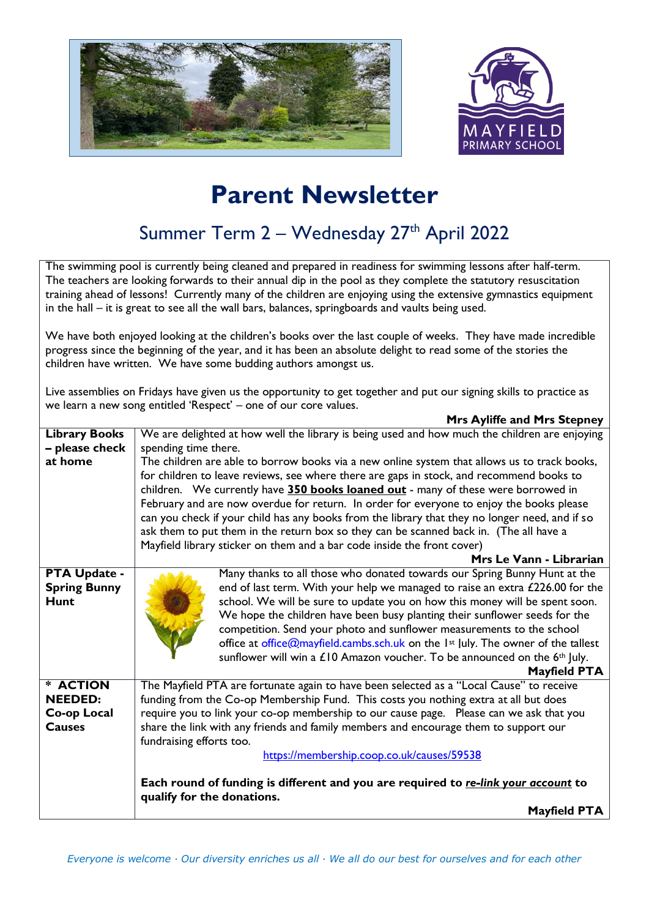# Parent Newsletter

## Summer Term 2 – Wednesday 27th April 2022

The swimming pool is currently being cleaned and prepared in readiness for swimming lessons after half-term. The teachers are looking forwards to their annual dip in the pool as they complete the statutory resuscitation training ahead of lessons! Currently many of the children are enjoying using the extensive gymnastics equipment in the hall – it is great to see all the wall bars, balances, springboards and vaults being used.

We have both enjoyed looking at the children's books over the last couple of weeks. They have made incredible progress since the beginning of the year, and it has been an absolute delight to read some of the stories the children have written. We have some budding authors amongst us.

Live assemblies on Fridays have given us the opportunity to get together and put our signing skills to practice as we learn a new song entitled 'Respect' – one of our core values.

**Mrs Ayliffe and Mrs Stepney**

| | |
|---|---|
| **Library Books – please check at home** | We are delighted at how well the library is being used and how much the children are enjoying spending time there.<br>The children are able to borrow books via a new online system that allows us to track books, for children to leave reviews, see where there are gaps in stock, and recommend books to children. We currently have **<u>350 books loaned out</u>** - many of these were borrowed in February and are now overdue for return. In order for everyone to enjoy the books please can you check if your child has any books from the library that they no longer need, and if so ask them to put them in the return box so they can be scanned back in. (The all have a Mayfield library sticker on them and a bar code inside the front cover)<br>**Mrs Le Vann - Librarian** |
| **PTA Update - Spring Bunny Hunt** | Many thanks to all those who donated towards our Spring Bunny Hunt at the end of last term. With your help we managed to raise an extra £226.00 for the school. We will be sure to update you on how this money will be spent soon. We hope the children have been busy planting their sunflower seeds for the competition. Send your photo and sunflower measurements to the school office at office@mayfield.cambs.sch.uk on the 1st July. The owner of the tallest sunflower will win a £10 Amazon voucher. To be announced on the 6th July.<br>**Mayfield PTA** |
| **\* ACTION NEEDED: Co-op Local Causes** | The Mayfield PTA are fortunate again to have been selected as a "Local Cause" to receive funding from the Co-op Membership Fund. This costs you nothing extra at all but does require you to link your co-op membership to our cause page. Please can we ask that you share the link with any friends and family members and encourage them to support our fundraising efforts too.<br>https://membership.coop.co.uk/causes/59538<br>**Each round of funding is different and you are required to *<u>re-link your account</u>* to qualify for the donations.**<br>**Mayfield PTA** |

*Everyone is welcome · Our diversity enriches us all · We all do our best for ourselves and for each other*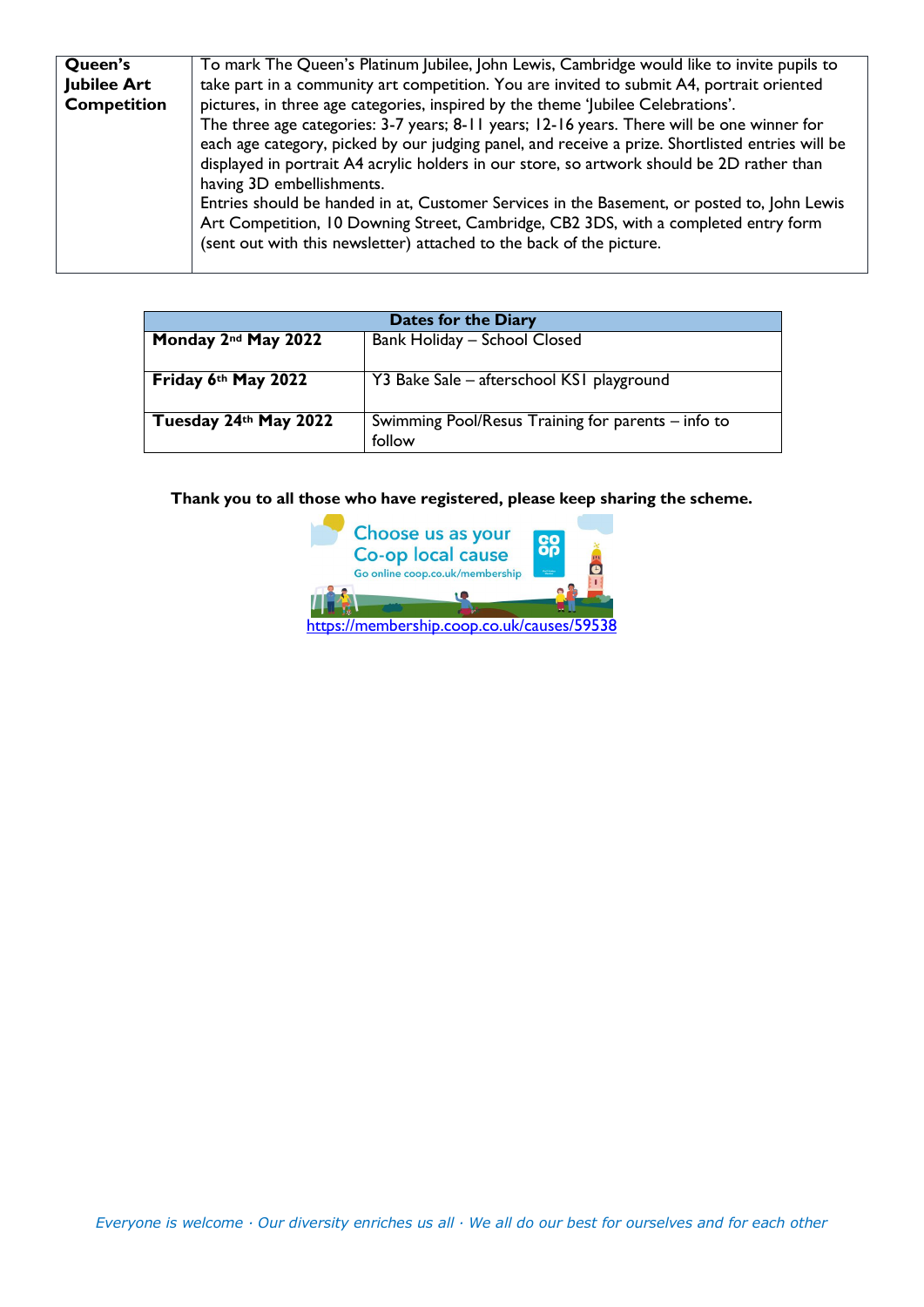| | |
|---|---|
| **Queen's Jubilee Art Competition** | To mark The Queen's Platinum Jubilee, John Lewis, Cambridge would like to invite pupils to take part in a community art competition. You are invited to submit A4, portrait oriented pictures, in three age categories, inspired by the theme 'Jubilee Celebrations'.<br>The three age categories: 3-7 years; 8-11 years; 12-16 years. There will be one winner for each age category, picked by our judging panel, and receive a prize. Shortlisted entries will be displayed in portrait A4 acrylic holders in our store, so artwork should be 2D rather than having 3D embellishments.<br>Entries should be handed in at, Customer Services in the Basement, or posted to, John Lewis Art Competition, 10 Downing Street, Cambridge, CB2 3DS, with a completed entry form (sent out with this newsletter) attached to the back of the picture. |

| **Dates for the Diary** | |
|---|---|
| **Monday 2nd May 2022** | Bank Holiday – School Closed |
| **Friday 6th May 2022** | Y3 Bake Sale – afterschool KS1 playground |
| **Tuesday 24th May 2022** | Swimming Pool/Resus Training for parents – info to follow |

**Thank you to all those who have registered, please keep sharing the scheme.**

Choose us as your Co-op local cause

Go online coop.co.uk/membership

https://membership.coop.co.uk/causes/59538

*Everyone is welcome · Our diversity enriches us all · We all do our best for ourselves and for each other*